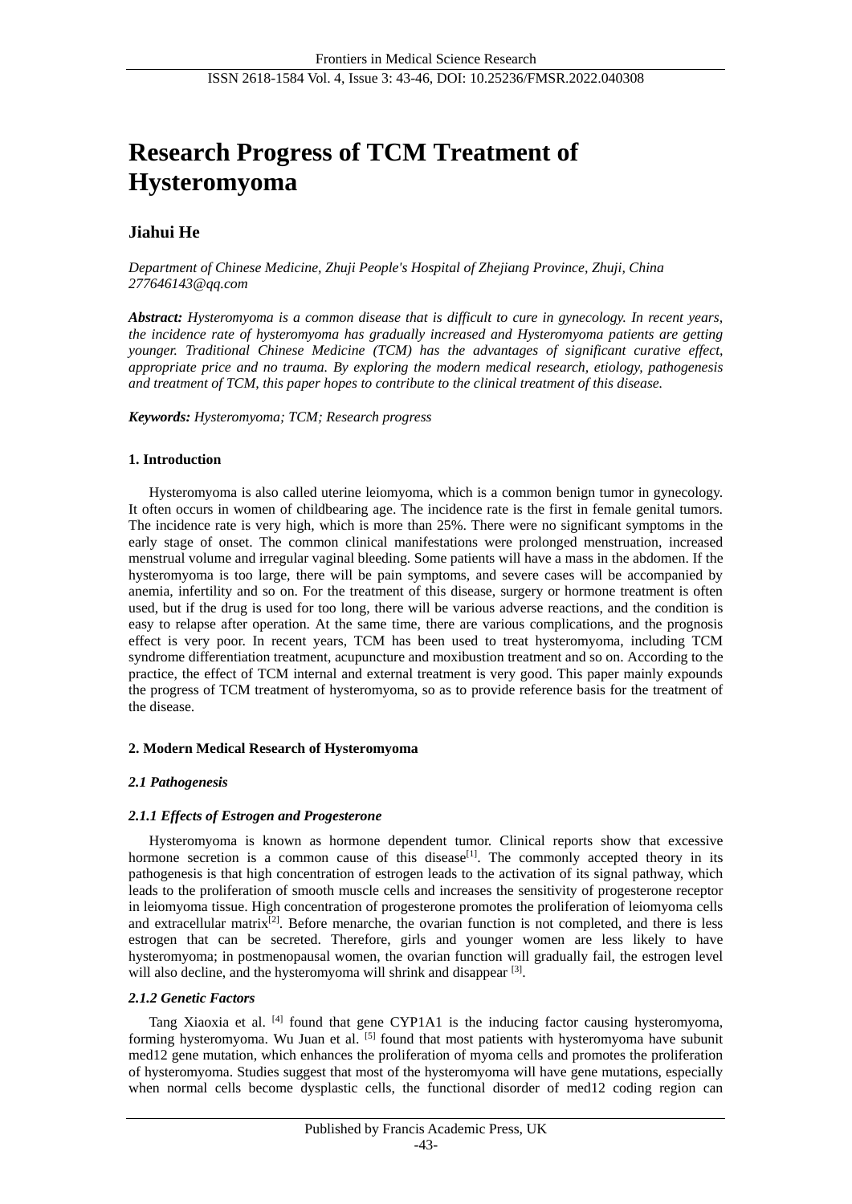# Research Progress of TCM Treatment of Hysteromyoma

**Jiahui He**

*Department of Chinese Medicine, Zhuji People's Hospital of Zhejiang Province, Zhuji, China*
*277646143@qq.com*

***Abstract:*** *Hysteromyoma is a common disease that is difficult to cure in gynecology. In recent years, the incidence rate of hysteromyoma has gradually increased and Hysteromyoma patients are getting younger. Traditional Chinese Medicine (TCM) has the advantages of significant curative effect, appropriate price and no trauma. By exploring the modern medical research, etiology, pathogenesis and treatment of TCM, this paper hopes to contribute to the clinical treatment of this disease.*

***Keywords:*** *Hysteromyoma; TCM; Research progress*

## 1. Introduction

Hysteromyoma is also called uterine leiomyoma, which is a common benign tumor in gynecology. It often occurs in women of childbearing age. The incidence rate is the first in female genital tumors. The incidence rate is very high, which is more than 25%. There were no significant symptoms in the early stage of onset. The common clinical manifestations were prolonged menstruation, increased menstrual volume and irregular vaginal bleeding. Some patients will have a mass in the abdomen. If the hysteromyoma is too large, there will be pain symptoms, and severe cases will be accompanied by anemia, infertility and so on. For the treatment of this disease, surgery or hormone treatment is often used, but if the drug is used for too long, there will be various adverse reactions, and the condition is easy to relapse after operation. At the same time, there are various complications, and the prognosis effect is very poor. In recent years, TCM has been used to treat hysteromyoma, including TCM syndrome differentiation treatment, acupuncture and moxibustion treatment and so on. According to the practice, the effect of TCM internal and external treatment is very good. This paper mainly expounds the progress of TCM treatment of hysteromyoma, so as to provide reference basis for the treatment of the disease.

## 2. Modern Medical Research of Hysteromyoma

### *2.1 Pathogenesis*

#### *2.1.1 Effects of Estrogen and Progesterone*

Hysteromyoma is known as hormone dependent tumor. Clinical reports show that excessive hormone secretion is a common cause of this disease[1]. The commonly accepted theory in its pathogenesis is that high concentration of estrogen leads to the activation of its signal pathway, which leads to the proliferation of smooth muscle cells and increases the sensitivity of progesterone receptor in leiomyoma tissue. High concentration of progesterone promotes the proliferation of leiomyoma cells and extracellular matrix[2]. Before menarche, the ovarian function is not completed, and there is less estrogen that can be secreted. Therefore, girls and younger women are less likely to have hysteromyoma; in postmenopausal women, the ovarian function will gradually fail, the estrogen level will also decline, and the hysteromyoma will shrink and disappear [3].

#### *2.1.2 Genetic Factors*

Tang Xiaoxia et al. [4] found that gene CYP1A1 is the inducing factor causing hysteromyoma, forming hysteromyoma. Wu Juan et al. [5] found that most patients with hysteromyoma have subunit med12 gene mutation, which enhances the proliferation of myoma cells and promotes the proliferation of hysteromyoma. Studies suggest that most of the hysteromyoma will have gene mutations, especially when normal cells become dysplastic cells, the functional disorder of med12 coding region can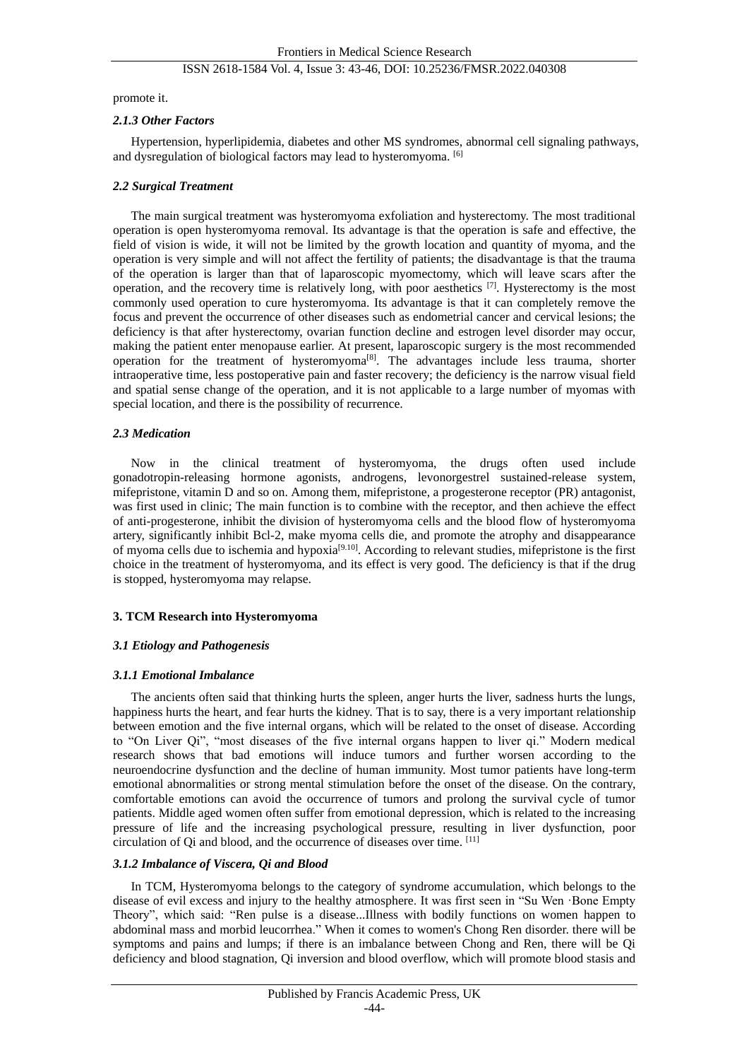promote it.

#### *2.1.3 Other Factors*

Hypertension, hyperlipidemia, diabetes and other MS syndromes, abnormal cell signaling pathways, and dysregulation of biological factors may lead to hysteromyoma. [6]

### *2.2 Surgical Treatment*

The main surgical treatment was hysteromyoma exfoliation and hysterectomy. The most traditional operation is open hysteromyoma removal. Its advantage is that the operation is safe and effective, the field of vision is wide, it will not be limited by the growth location and quantity of myoma, and the operation is very simple and will not affect the fertility of patients; the disadvantage is that the trauma of the operation is larger than that of laparoscopic myomectomy, which will leave scars after the operation, and the recovery time is relatively long, with poor aesthetics [7]. Hysterectomy is the most commonly used operation to cure hysteromyoma. Its advantage is that it can completely remove the focus and prevent the occurrence of other diseases such as endometrial cancer and cervical lesions; the deficiency is that after hysterectomy, ovarian function decline and estrogen level disorder may occur, making the patient enter menopause earlier. At present, laparoscopic surgery is the most recommended operation for the treatment of hysteromyoma[8]. The advantages include less trauma, shorter intraoperative time, less postoperative pain and faster recovery; the deficiency is the narrow visual field and spatial sense change of the operation, and it is not applicable to a large number of myomas with special location, and there is the possibility of recurrence.

### *2.3 Medication*

Now in the clinical treatment of hysteromyoma, the drugs often used include gonadotropin-releasing hormone agonists, androgens, levonorgestrel sustained-release system, mifepristone, vitamin D and so on. Among them, mifepristone, a progesterone receptor (PR) antagonist, was first used in clinic; The main function is to combine with the receptor, and then achieve the effect of anti-progesterone, inhibit the division of hysteromyoma cells and the blood flow of hysteromyoma artery, significantly inhibit Bcl-2, make myoma cells die, and promote the atrophy and disappearance of myoma cells due to ischemia and hypoxia[9,10]. According to relevant studies, mifepristone is the first choice in the treatment of hysteromyoma, and its effect is very good. The deficiency is that if the drug is stopped, hysteromyoma may relapse.

## 3. TCM Research into Hysteromyoma

### *3.1 Etiology and Pathogenesis*

#### *3.1.1 Emotional Imbalance*

The ancients often said that thinking hurts the spleen, anger hurts the liver, sadness hurts the lungs, happiness hurts the heart, and fear hurts the kidney. That is to say, there is a very important relationship between emotion and the five internal organs, which will be related to the onset of disease. According to "On Liver Qi", "most diseases of the five internal organs happen to liver qi." Modern medical research shows that bad emotions will induce tumors and further worsen according to the neuroendocrine dysfunction and the decline of human immunity. Most tumor patients have long-term emotional abnormalities or strong mental stimulation before the onset of the disease. On the contrary, comfortable emotions can avoid the occurrence of tumors and prolong the survival cycle of tumor patients. Middle aged women often suffer from emotional depression, which is related to the increasing pressure of life and the increasing psychological pressure, resulting in liver dysfunction, poor circulation of Qi and blood, and the occurrence of diseases over time. [11]

#### *3.1.2 Imbalance of Viscera, Qi and Blood*

In TCM, Hysteromyoma belongs to the category of syndrome accumulation, which belongs to the disease of evil excess and injury to the healthy atmosphere. It was first seen in "Su Wen ·Bone Empty Theory", which said: "Ren pulse is a disease...Illness with bodily functions on women happen to abdominal mass and morbid leucorrhea." When it comes to women's Chong Ren disorder. there will be symptoms and pains and lumps; if there is an imbalance between Chong and Ren, there will be Qi deficiency and blood stagnation, Qi inversion and blood overflow, which will promote blood stasis and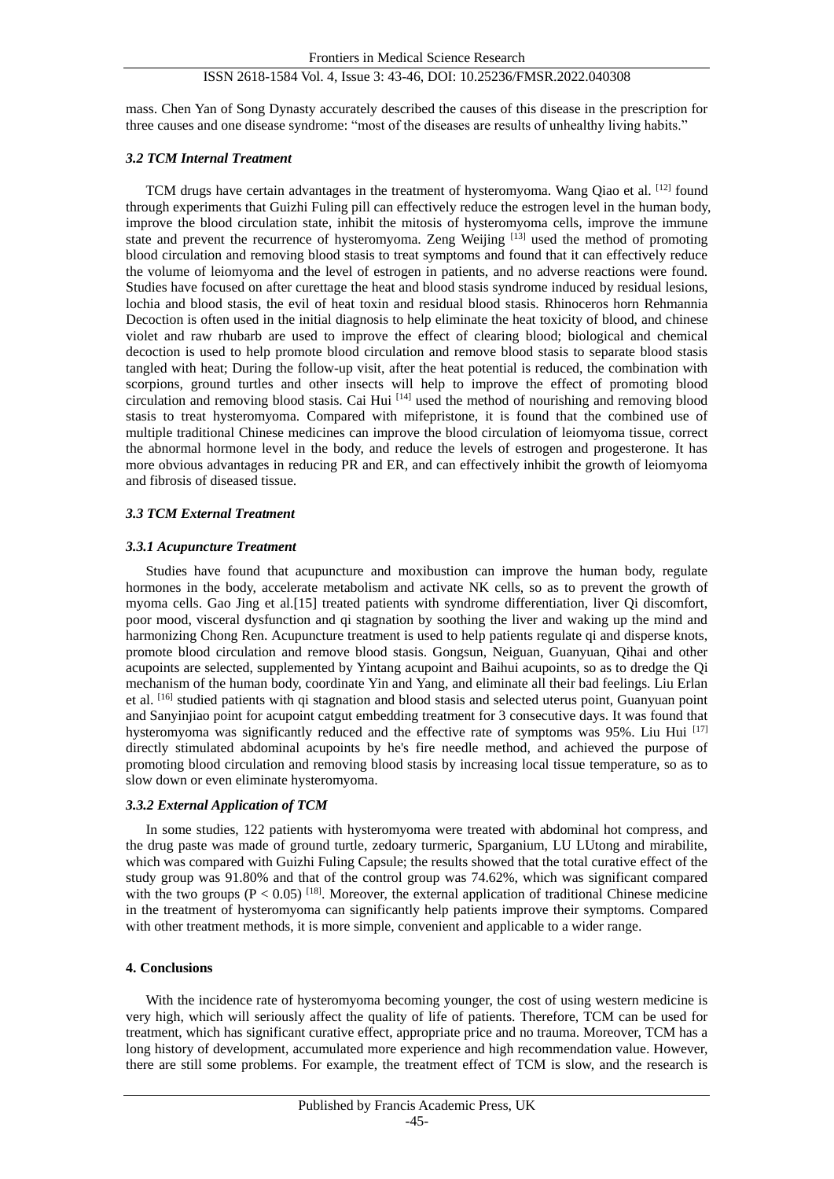mass. Chen Yan of Song Dynasty accurately described the causes of this disease in the prescription for three causes and one disease syndrome: "most of the diseases are results of unhealthy living habits."

### *3.2 TCM Internal Treatment*

TCM drugs have certain advantages in the treatment of hysteromyoma. Wang Qiao et al. [12] found through experiments that Guizhi Fuling pill can effectively reduce the estrogen level in the human body, improve the blood circulation state, inhibit the mitosis of hysteromyoma cells, improve the immune state and prevent the recurrence of hysteromyoma. Zeng Weijing [13] used the method of promoting blood circulation and removing blood stasis to treat symptoms and found that it can effectively reduce the volume of leiomyoma and the level of estrogen in patients, and no adverse reactions were found. Studies have focused on after curettage the heat and blood stasis syndrome induced by residual lesions, lochia and blood stasis, the evil of heat toxin and residual blood stasis. Rhinoceros horn Rehmannia Decoction is often used in the initial diagnosis to help eliminate the heat toxicity of blood, and chinese violet and raw rhubarb are used to improve the effect of clearing blood; biological and chemical decoction is used to help promote blood circulation and remove blood stasis to separate blood stasis tangled with heat; During the follow-up visit, after the heat potential is reduced, the combination with scorpions, ground turtles and other insects will help to improve the effect of promoting blood circulation and removing blood stasis. Cai Hui [14] used the method of nourishing and removing blood stasis to treat hysteromyoma. Compared with mifepristone, it is found that the combined use of multiple traditional Chinese medicines can improve the blood circulation of leiomyoma tissue, correct the abnormal hormone level in the body, and reduce the levels of estrogen and progesterone. It has more obvious advantages in reducing PR and ER, and can effectively inhibit the growth of leiomyoma and fibrosis of diseased tissue.

### *3.3 TCM External Treatment*

#### *3.3.1 Acupuncture Treatment*

Studies have found that acupuncture and moxibustion can improve the human body, regulate hormones in the body, accelerate metabolism and activate NK cells, so as to prevent the growth of myoma cells. Gao Jing et al.[15] treated patients with syndrome differentiation, liver Qi discomfort, poor mood, visceral dysfunction and qi stagnation by soothing the liver and waking up the mind and harmonizing Chong Ren. Acupuncture treatment is used to help patients regulate qi and disperse knots, promote blood circulation and remove blood stasis. Gongsun, Neiguan, Guanyuan, Qihai and other acupoints are selected, supplemented by Yintang acupoint and Baihui acupoints, so as to dredge the Qi mechanism of the human body, coordinate Yin and Yang, and eliminate all their bad feelings. Liu Erlan et al. [16] studied patients with qi stagnation and blood stasis and selected uterus point, Guanyuan point and Sanyinjiao point for acupoint catgut embedding treatment for 3 consecutive days. It was found that hysteromyoma was significantly reduced and the effective rate of symptoms was 95%. Liu Hui [17] directly stimulated abdominal acupoints by he's fire needle method, and achieved the purpose of promoting blood circulation and removing blood stasis by increasing local tissue temperature, so as to slow down or even eliminate hysteromyoma.

#### *3.3.2 External Application of TCM*

In some studies, 122 patients with hysteromyoma were treated with abdominal hot compress, and the drug paste was made of ground turtle, zedoary turmeric, Sparganium, LU LUtong and mirabilite, which was compared with Guizhi Fuling Capsule; the results showed that the total curative effect of the study group was 91.80% and that of the control group was 74.62%, which was significant compared with the two groups ($P < 0.05$) [18]. Moreover, the external application of traditional Chinese medicine in the treatment of hysteromyoma can significantly help patients improve their symptoms. Compared with other treatment methods, it is more simple, convenient and applicable to a wider range.

## 4. Conclusions

With the incidence rate of hysteromyoma becoming younger, the cost of using western medicine is very high, which will seriously affect the quality of life of patients. Therefore, TCM can be used for treatment, which has significant curative effect, appropriate price and no trauma. Moreover, TCM has a long history of development, accumulated more experience and high recommendation value. However, there are still some problems. For example, the treatment effect of TCM is slow, and the research is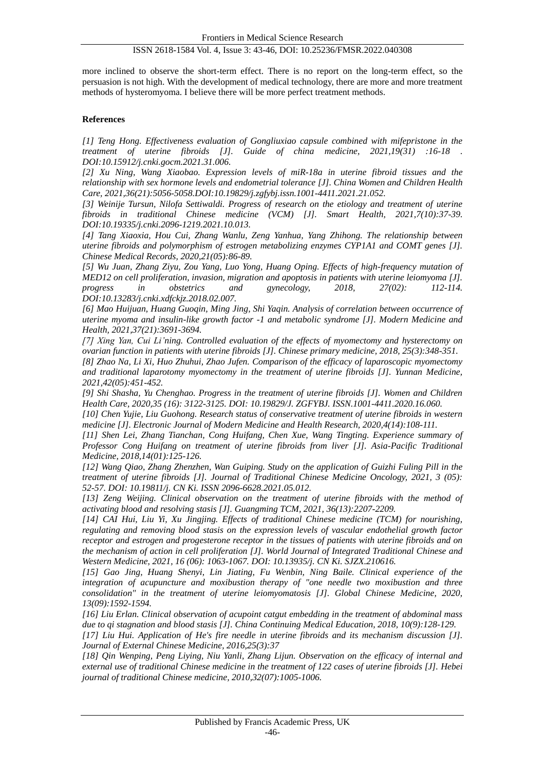more inclined to observe the short-term effect. There is no report on the long-term effect, so the persuasion is not high. With the development of medical technology, there are more and more treatment methods of hysteromyoma. I believe there will be more perfect treatment methods.

## References

*[1] Teng Hong. Effectiveness evaluation of Gongliuxiao capsule combined with mifepristone in the treatment of uterine fibroids [J]. Guide of china medicine, 2021,19(31) :16-18 . DOI:10.15912/j.cnki.gocm.2021.31.006.*

*[2] Xu Ning, Wang Xiaobao. Expression levels of miR-18a in uterine fibroid tissues and the relationship with sex hormone levels and endometrial tolerance [J]. China Women and Children Health Care, 2021,36(21):5056-5058.DOI:10.19829/j.zgfybj.issn.1001-4411.2021.21.052.*

*[3] Weinije Tursun, Nilofa Settiwaldi. Progress of research on the etiology and treatment of uterine fibroids in traditional Chinese medicine (VCM) [J]. Smart Health, 2021,7(10):37-39. DOI:10.19335/j.cnki.2096-1219.2021.10.013.*

*[4] Tang Xiaoxia, Hou Cui, Zhang Wanlu, Zeng Yanhua, Yang Zhihong. The relationship between uterine fibroids and polymorphism of estrogen metabolizing enzymes CYP1A1 and COMT genes [J]. Chinese Medical Records, 2020,21(05):86-89.*

*[5] Wu Juan, Zhang Ziyu, Zou Yang, Luo Yong, Huang Oping. Effects of high-frequency mutation of MED12 on cell proliferation, invasion, migration and apoptosis in patients with uterine leiomyoma [J]. progress in obstetrics and gynecology, 2018, 27(02): 112-114. DOI:10.13283/j.cnki.xdfckjz.2018.02.007.*

*[6] Mao Huijuan, Huang Guoqin, Ming Jing, Shi Yaqin. Analysis of correlation between occurrence of uterine myoma and insulin-like growth factor -1 and metabolic syndrome [J]. Modern Medicine and Health, 2021,37(21):3691-3694.*

*[7] Xing Yan, Cui Li'ning. Controlled evaluation of the effects of myomectomy and hysterectomy on ovarian function in patients with uterine fibroids [J]. Chinese primary medicine, 2018, 25(3):348-351.*

*[8] Zhao Na, Li Xi, Huo Zhuhui, Zhao Jufen. Comparison of the efficacy of laparoscopic myomectomy and traditional laparotomy myomectomy in the treatment of uterine fibroids [J]. Yunnan Medicine, 2021,42(05):451-452.*

*[9] Shi Shasha, Yu Chenghao. Progress in the treatment of uterine fibroids [J]. Women and Children Health Care, 2020,35 (16): 3122-3125. DOI: 10.19829/J. ZGFYBJ. ISSN.1001-4411.2020.16.060.*

*[10] Chen Yujie, Liu Guohong. Research status of conservative treatment of uterine fibroids in western medicine [J]. Electronic Journal of Modern Medicine and Health Research, 2020,4(14):108-111.*

*[11] Shen Lei, Zhang Tianchan, Cong Huifang, Chen Xue, Wang Tingting. Experience summary of Professor Cong Huifang on treatment of uterine fibroids from liver [J]. Asia-Pacific Traditional Medicine, 2018,14(01):125-126.*

*[12] Wang Qiao, Zhang Zhenzhen, Wan Guiping. Study on the application of Guizhi Fuling Pill in the treatment of uterine fibroids [J]. Journal of Traditional Chinese Medicine Oncology, 2021, 3 (05): 52-57. DOI: 10.19811/j. CN Ki. ISSN 2096-6628.2021.05.012.*

*[13] Zeng Weijing. Clinical observation on the treatment of uterine fibroids with the method of activating blood and resolving stasis [J]. Guangming TCM, 2021, 36(13):2207-2209.*

*[14] CAI Hui, Liu Yi, Xu Jingjing. Effects of traditional Chinese medicine (TCM) for nourishing, regulating and removing blood stasis on the expression levels of vascular endothelial growth factor receptor and estrogen and progesterone receptor in the tissues of patients with uterine fibroids and on the mechanism of action in cell proliferation [J]. World Journal of Integrated Traditional Chinese and Western Medicine, 2021, 16 (06): 1063-1067. DOI: 10.13935/j. CN Ki. SJZX.210616.*

*[15] Gao Jing, Huang Shenyi, Lin Jiating, Fu Wenbin, Ning Baile. Clinical experience of the integration of acupuncture and moxibustion therapy of "one needle two moxibustion and three consolidation" in the treatment of uterine leiomyomatosis [J]. Global Chinese Medicine, 2020, 13(09):1592-1594.*

*[16] Liu Erlan. Clinical observation of acupoint catgut embedding in the treatment of abdominal mass due to qi stagnation and blood stasis [J]. China Continuing Medical Education, 2018, 10(9):128-129.*

*[17] Liu Hui. Application of He's fire needle in uterine fibroids and its mechanism discussion [J]. Journal of External Chinese Medicine, 2016,25(3):37*

*[18] Qin Wenping, Peng Liying, Niu Yanli, Zhang Lijun. Observation on the efficacy of internal and external use of traditional Chinese medicine in the treatment of 122 cases of uterine fibroids [J]. Hebei journal of traditional Chinese medicine, 2010,32(07):1005-1006.*